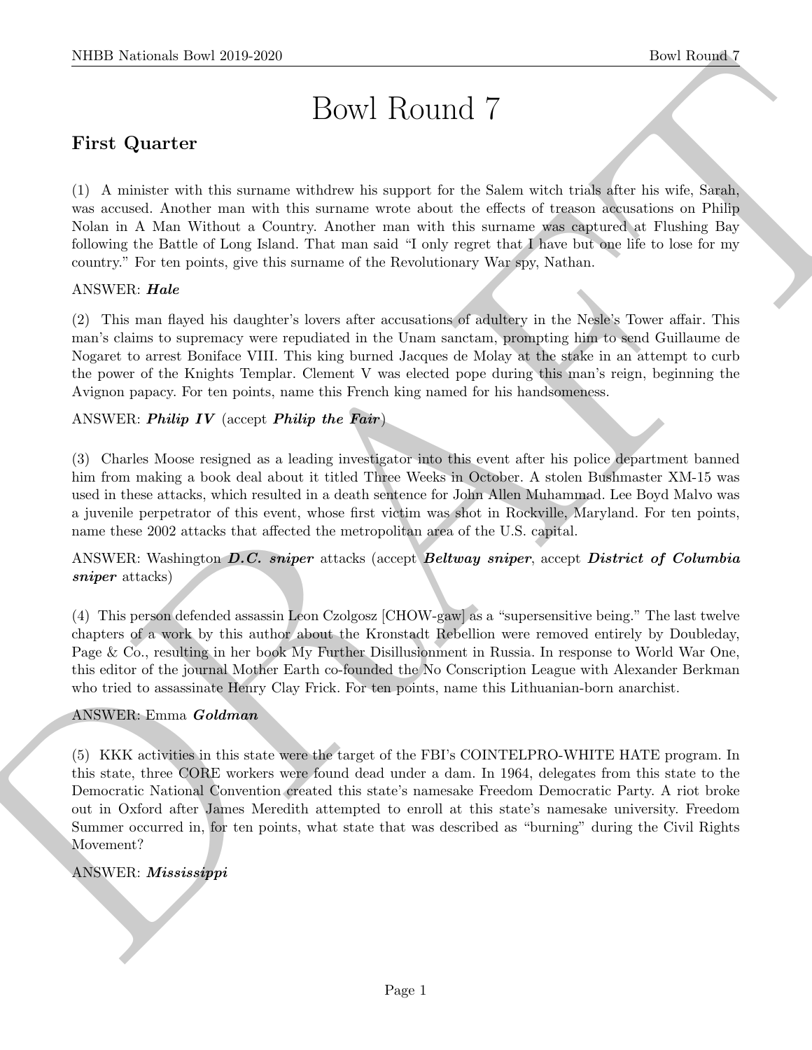# Bowl Round 7

## First Quarter

(1) A minister with this surname withdrew his support for the Salem witch trials after his wife, Sarah, was accused. Another man with this surname wrote about the effects of treason accusations on Philip Nolan in A Man Without a Country. Another man with this surname was captured at Flushing Bay following the Battle of Long Island. That man said "I only regret that I have but one life to lose for my country." For ten points, give this surname of the Revolutionary War spy, Nathan.

ANSWER: ***Hale***

(2) This man flayed his daughter's lovers after accusations of adultery in the Nesle's Tower affair. This man's claims to supremacy were repudiated in the Unam sanctam, prompting him to send Guillaume de Nogaret to arrest Boniface VIII. This king burned Jacques de Molay at the stake in an attempt to curb the power of the Knights Templar. Clement V was elected pope during this man's reign, beginning the Avignon papacy. For ten points, name this French king named for his handsomeness.

ANSWER: ***Philip IV*** (accept ***Philip the Fair***)

(3) Charles Moose resigned as a leading investigator into this event after his police department banned him from making a book deal about it titled Three Weeks in October. A stolen Bushmaster XM-15 was used in these attacks, which resulted in a death sentence for John Allen Muhammad. Lee Boyd Malvo was a juvenile perpetrator of this event, whose first victim was shot in Rockville, Maryland. For ten points, name these 2002 attacks that affected the metropolitan area of the U.S. capital.

ANSWER: Washington ***D.C. sniper*** attacks (accept ***Beltway sniper***, accept ***District of Columbia sniper*** attacks)

(4) This person defended assassin Leon Czolgosz [CHOW-gaw] as a "supersensitive being." The last twelve chapters of a work by this author about the Kronstadt Rebellion were removed entirely by Doubleday, Page & Co., resulting in her book My Further Disillusionment in Russia. In response to World War One, this editor of the journal Mother Earth co-founded the No Conscription League with Alexander Berkman who tried to assassinate Henry Clay Frick. For ten points, name this Lithuanian-born anarchist.

ANSWER: Emma ***Goldman***

(5) KKK activities in this state were the target of the FBI's COINTELPRO-WHITE HATE program. In this state, three CORE workers were found dead under a dam. In 1964, delegates from this state to the Democratic National Convention created this state's namesake Freedom Democratic Party. A riot broke out in Oxford after James Meredith attempted to enroll at this state's namesake university. Freedom Summer occurred in, for ten points, what state that was described as "burning" during the Civil Rights Movement?

ANSWER: ***Mississippi***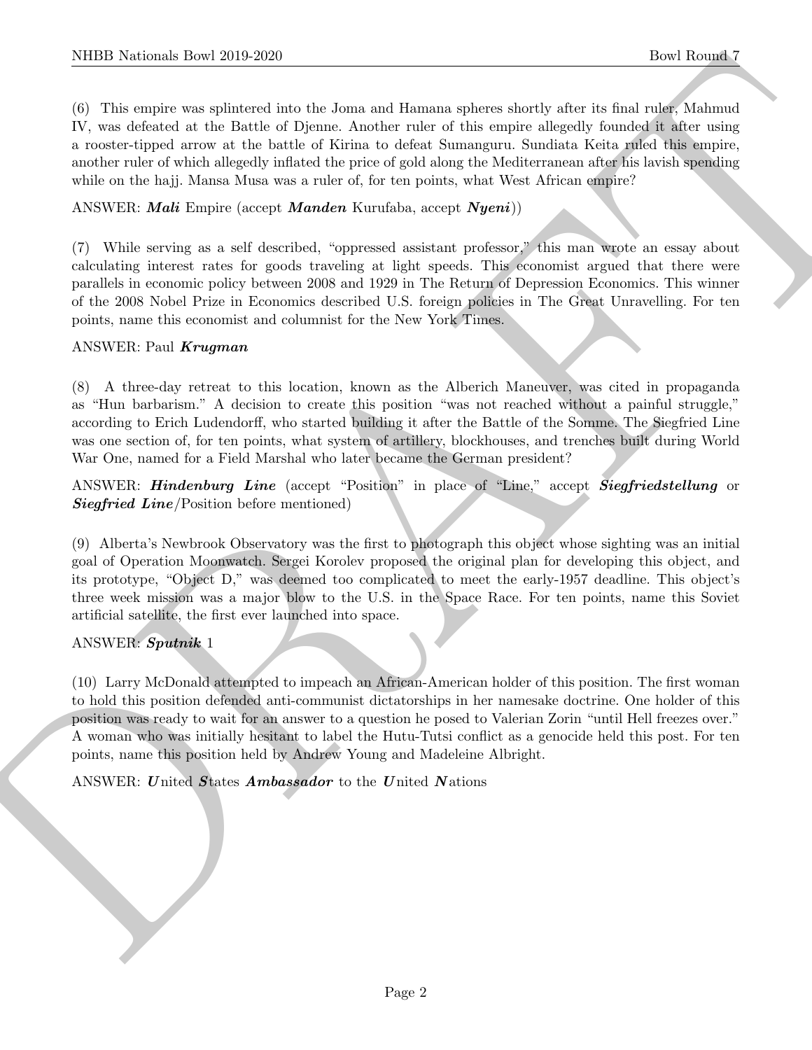(6) This empire was splintered into the Joma and Hamana spheres shortly after its final ruler, Mahmud IV, was defeated at the Battle of Djenne. Another ruler of this empire allegedly founded it after using a rooster-tipped arrow at the battle of Kirina to defeat Sumanguru. Sundiata Keita ruled this empire, another ruler of which allegedly inflated the price of gold along the Mediterranean after his lavish spending while on the hajj. Mansa Musa was a ruler of, for ten points, what West African empire?

ANSWER: ***Mali*** Empire (accept ***Manden*** Kurufaba, accept ***Nyeni***))

(7) While serving as a self described, "oppressed assistant professor," this man wrote an essay about calculating interest rates for goods traveling at light speeds. This economist argued that there were parallels in economic policy between 2008 and 1929 in The Return of Depression Economics. This winner of the 2008 Nobel Prize in Economics described U.S. foreign policies in The Great Unravelling. For ten points, name this economist and columnist for the New York Times.

ANSWER: Paul ***Krugman***

(8) A three-day retreat to this location, known as the Alberich Maneuver, was cited in propaganda as "Hun barbarism." A decision to create this position "was not reached without a painful struggle," according to Erich Ludendorff, who started building it after the Battle of the Somme. The Siegfried Line was one section of, for ten points, what system of artillery, blockhouses, and trenches built during World War One, named for a Field Marshal who later became the German president?

ANSWER: ***Hindenburg Line*** (accept "Position" in place of "Line," accept ***Siegfriedstellung*** or ***Siegfried Line***/Position before mentioned)

(9) Alberta's Newbrook Observatory was the first to photograph this object whose sighting was an initial goal of Operation Moonwatch. Sergei Korolev proposed the original plan for developing this object, and its prototype, "Object D," was deemed too complicated to meet the early-1957 deadline. This object's three week mission was a major blow to the U.S. in the Space Race. For ten points, name this Soviet artificial satellite, the first ever launched into space.

ANSWER: ***Sputnik*** 1

(10) Larry McDonald attempted to impeach an African-American holder of this position. The first woman to hold this position defended anti-communist dictatorships in her namesake doctrine. One holder of this position was ready to wait for an answer to a question he posed to Valerian Zorin "until Hell freezes over." A woman who was initially hesitant to label the Hutu-Tutsi conflict as a genocide held this post. For ten points, name this position held by Andrew Young and Madeleine Albright.

ANSWER: ***U***nited ***S***tates ***Ambassador*** to the ***U***nited ***N***ations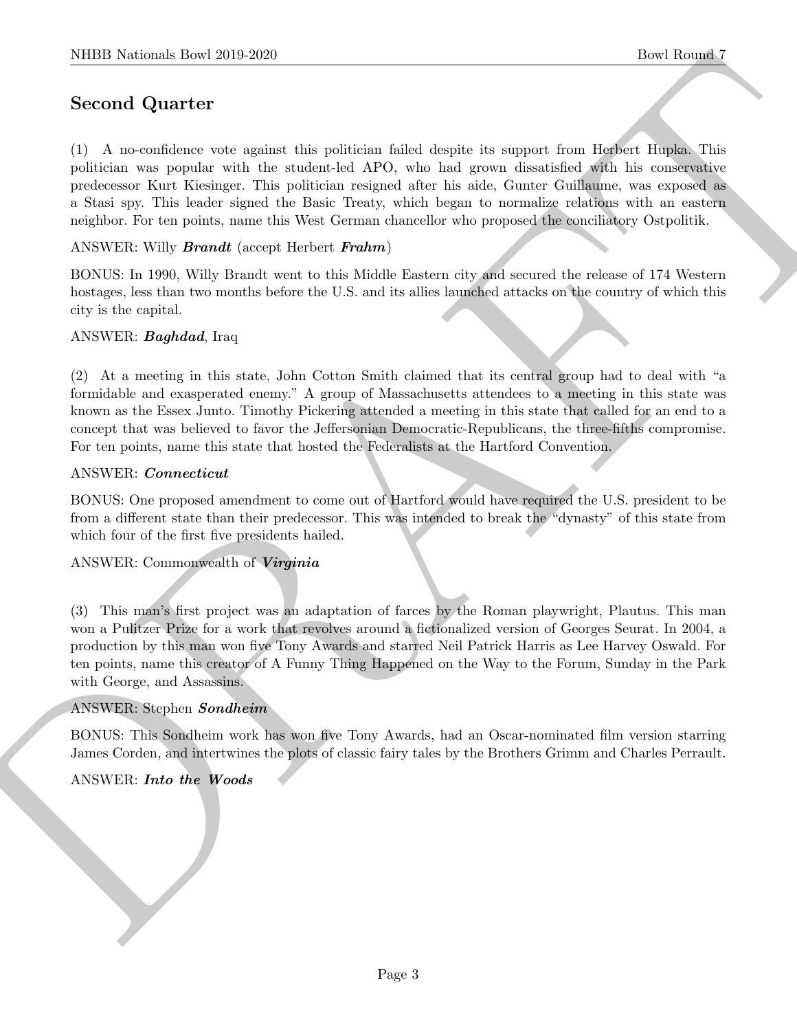## Second Quarter

(1) A no-confidence vote against this politician failed despite its support from Herbert Hupka. This politician was popular with the student-led APO, who had grown dissatisfied with his conservative predecessor Kurt Kiesinger. This politician resigned after his aide, Gunter Guillaume, was exposed as a Stasi spy. This leader signed the Basic Treaty, which began to normalize relations with an eastern neighbor. For ten points, name this West German chancellor who proposed the conciliatory Ostpolitik.

ANSWER: Willy ***Brandt*** (accept Herbert ***Frahm***)

BONUS: In 1990, Willy Brandt went to this Middle Eastern city and secured the release of 174 Western hostages, less than two months before the U.S. and its allies launched attacks on the country of which this city is the capital.

ANSWER: ***Baghdad***, Iraq

(2) At a meeting in this state, John Cotton Smith claimed that its central group had to deal with "a formidable and exasperated enemy." A group of Massachusetts attendees to a meeting in this state was known as the Essex Junto. Timothy Pickering attended a meeting in this state that called for an end to a concept that was believed to favor the Jeffersonian Democratic-Republicans, the three-fifths compromise. For ten points, name this state that hosted the Federalists at the Hartford Convention.

ANSWER: ***Connecticut***

BONUS: One proposed amendment to come out of Hartford would have required the U.S. president to be from a different state than their predecessor. This was intended to break the "dynasty" of this state from which four of the first five presidents hailed.

ANSWER: Commonwealth of ***Virginia***

(3) This man's first project was an adaptation of farces by the Roman playwright, Plautus. This man won a Pulitzer Prize for a work that revolves around a fictionalized version of Georges Seurat. In 2004, a production by this man won five Tony Awards and starred Neil Patrick Harris as Lee Harvey Oswald. For ten points, name this creator of A Funny Thing Happened on the Way to the Forum, Sunday in the Park with George, and Assassins.

ANSWER: Stephen ***Sondheim***

BONUS: This Sondheim work has won five Tony Awards, had an Oscar-nominated film version starring James Corden, and intertwines the plots of classic fairy tales by the Brothers Grimm and Charles Perrault.

ANSWER: ***Into the Woods***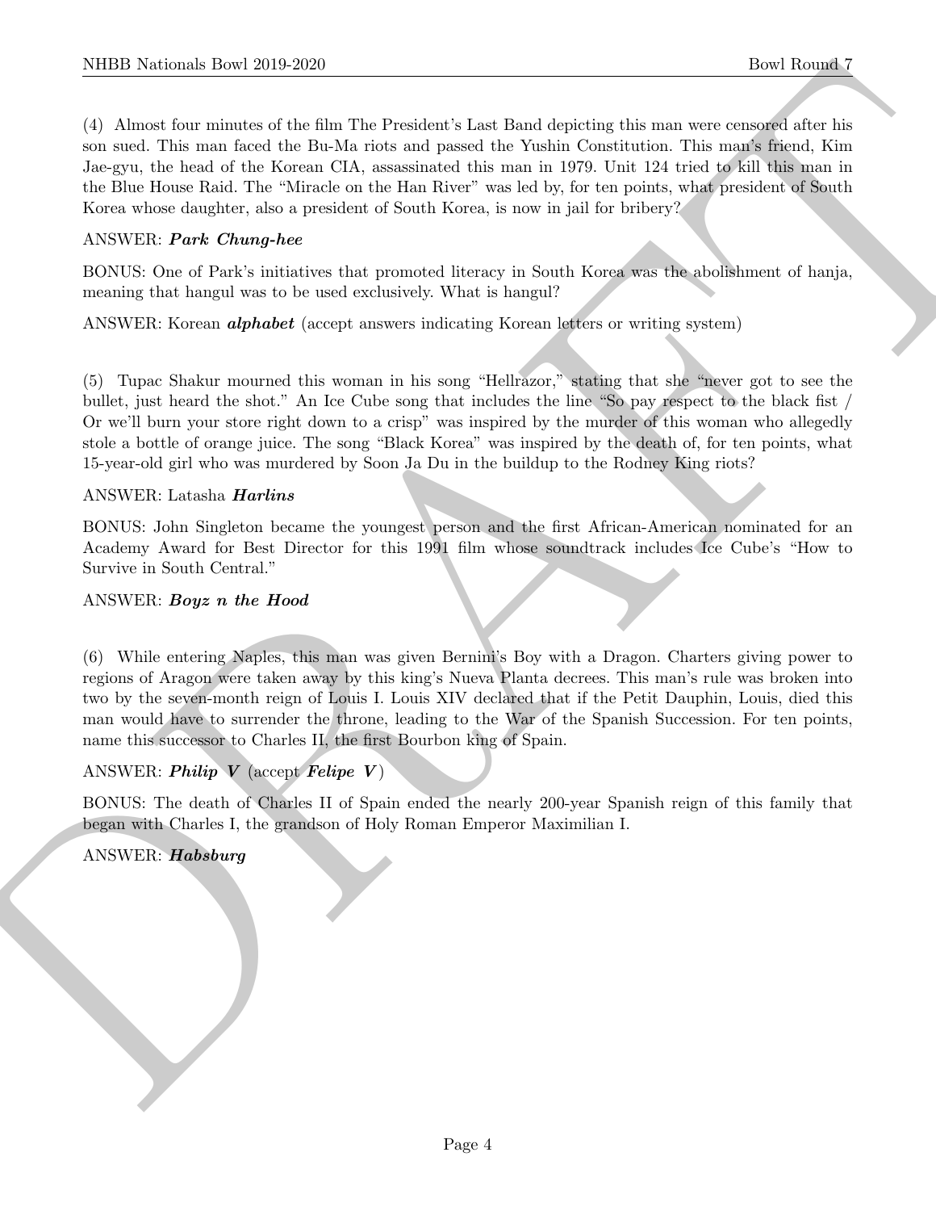(4) Almost four minutes of the film The President's Last Band depicting this man were censored after his son sued. This man faced the Bu-Ma riots and passed the Yushin Constitution. This man's friend, Kim Jae-gyu, the head of the Korean CIA, assassinated this man in 1979. Unit 124 tried to kill this man in the Blue House Raid. The "Miracle on the Han River" was led by, for ten points, what president of South Korea whose daughter, also a president of South Korea, is now in jail for bribery?

ANSWER: ***Park Chung-hee***

BONUS: One of Park's initiatives that promoted literacy in South Korea was the abolishment of hanja, meaning that hangul was to be used exclusively. What is hangul?

ANSWER: Korean ***alphabet*** (accept answers indicating Korean letters or writing system)

(5) Tupac Shakur mourned this woman in his song "Hellrazor," stating that she "never got to see the bullet, just heard the shot." An Ice Cube song that includes the line "So pay respect to the black fist / Or we'll burn your store right down to a crisp" was inspired by the murder of this woman who allegedly stole a bottle of orange juice. The song "Black Korea" was inspired by the death of, for ten points, what 15-year-old girl who was murdered by Soon Ja Du in the buildup to the Rodney King riots?

ANSWER: Latasha ***Harlins***

BONUS: John Singleton became the youngest person and the first African-American nominated for an Academy Award for Best Director for this 1991 film whose soundtrack includes Ice Cube's "How to Survive in South Central."

ANSWER: ***Boyz n the Hood***

(6) While entering Naples, this man was given Bernini's Boy with a Dragon. Charters giving power to regions of Aragon were taken away by this king's Nueva Planta decrees. This man's rule was broken into two by the seven-month reign of Louis I. Louis XIV declared that if the Petit Dauphin, Louis, died this man would have to surrender the throne, leading to the War of the Spanish Succession. For ten points, name this successor to Charles II, the first Bourbon king of Spain.

ANSWER: ***Philip V*** (accept ***Felipe V***)

BONUS: The death of Charles II of Spain ended the nearly 200-year Spanish reign of this family that began with Charles I, the grandson of Holy Roman Emperor Maximilian I.

ANSWER: ***Habsburg***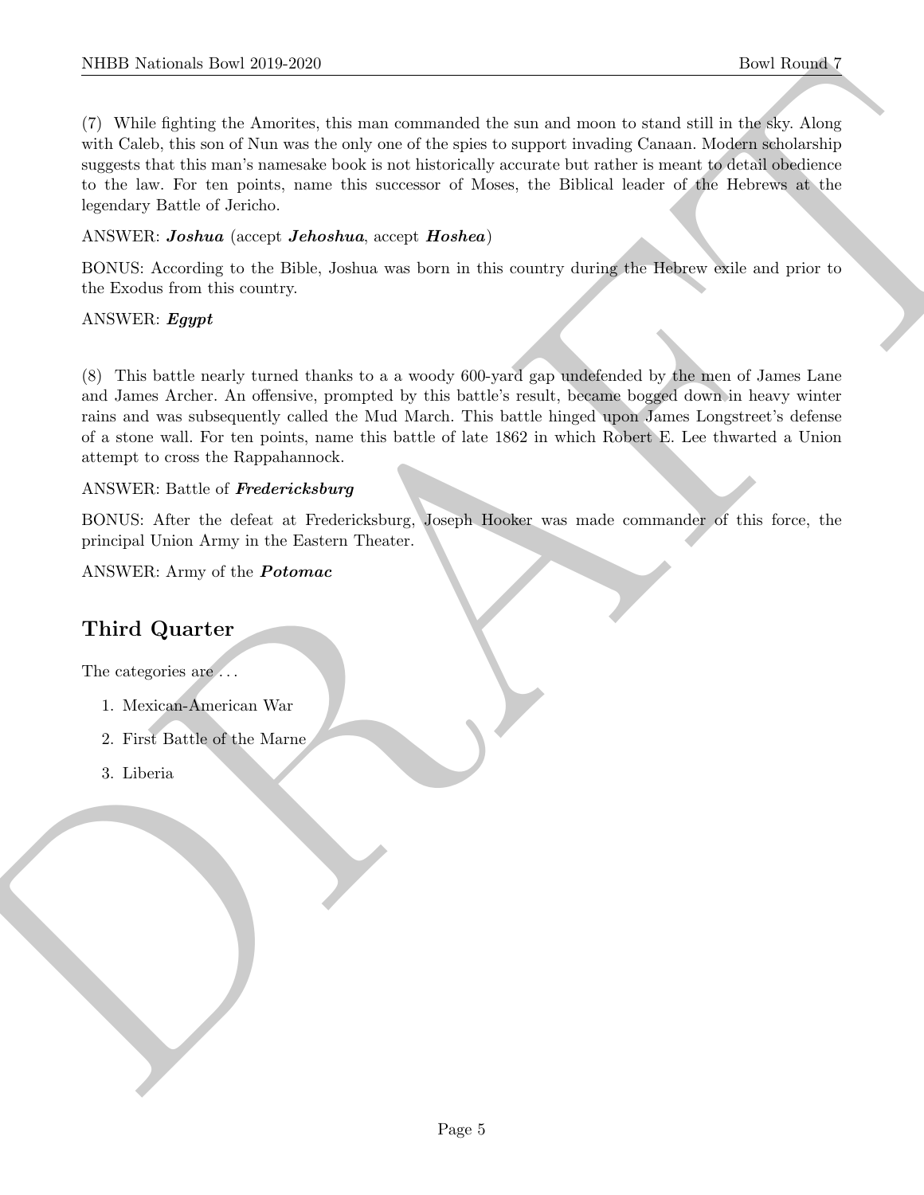(7) While fighting the Amorites, this man commanded the sun and moon to stand still in the sky. Along with Caleb, this son of Nun was the only one of the spies to support invading Canaan. Modern scholarship suggests that this man's namesake book is not historically accurate but rather is meant to detail obedience to the law. For ten points, name this successor of Moses, the Biblical leader of the Hebrews at the legendary Battle of Jericho.

ANSWER: ***Joshua*** (accept ***Jehoshua***, accept ***Hoshea***)

BONUS: According to the Bible, Joshua was born in this country during the Hebrew exile and prior to the Exodus from this country.

ANSWER: ***Egypt***

(8) This battle nearly turned thanks to a a woody 600-yard gap undefended by the men of James Lane and James Archer. An offensive, prompted by this battle's result, became bogged down in heavy winter rains and was subsequently called the Mud March. This battle hinged upon James Longstreet's defense of a stone wall. For ten points, name this battle of late 1862 in which Robert E. Lee thwarted a Union attempt to cross the Rappahannock.

ANSWER: Battle of ***Fredericksburg***

BONUS: After the defeat at Fredericksburg, Joseph Hooker was made commander of this force, the principal Union Army in the Eastern Theater.

ANSWER: Army of the ***Potomac***

## Third Quarter

The categories are ...

1. Mexican-American War
2. First Battle of the Marne
3. Liberia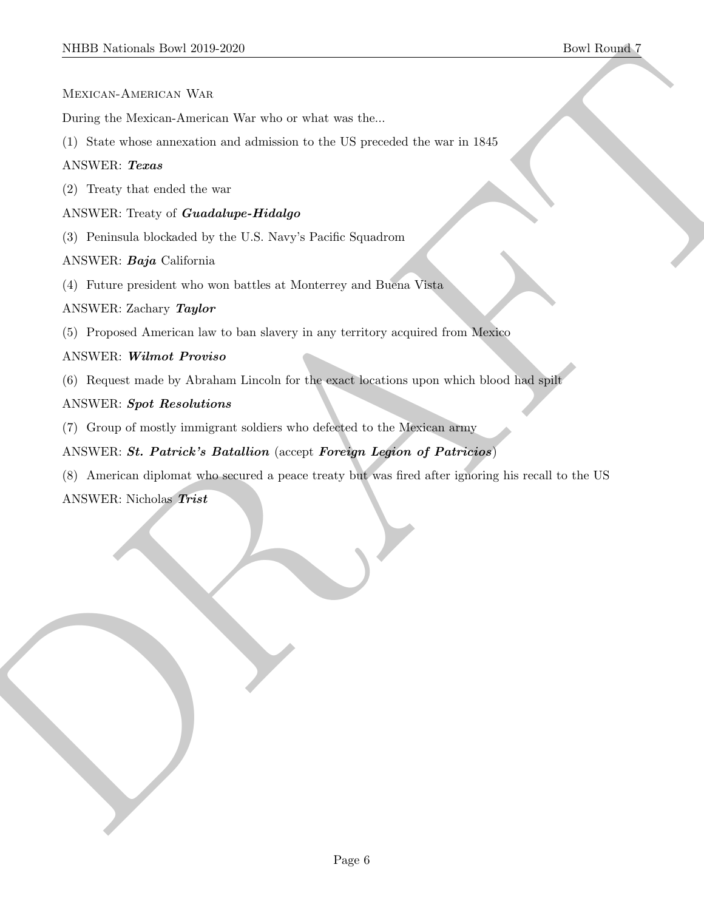Mexican-American War

During the Mexican-American War who or what was the...

(1) State whose annexation and admission to the US preceded the war in 1845

ANSWER: ***Texas***

(2) Treaty that ended the war

ANSWER: Treaty of ***Guadalupe-Hidalgo***

(3) Peninsula blockaded by the U.S. Navy's Pacific Squadrom

ANSWER: ***Baja*** California

(4) Future president who won battles at Monterrey and Buena Vista

ANSWER: Zachary ***Taylor***

(5) Proposed American law to ban slavery in any territory acquired from Mexico

ANSWER: ***Wilmot Proviso***

(6) Request made by Abraham Lincoln for the exact locations upon which blood had spilt

ANSWER: ***Spot Resolutions***

(7) Group of mostly immigrant soldiers who defected to the Mexican army

ANSWER: ***St. Patrick's Batallion*** (accept ***Foreign Legion of Patricios***)

(8) American diplomat who secured a peace treaty but was fired after ignoring his recall to the US

ANSWER: Nicholas ***Trist***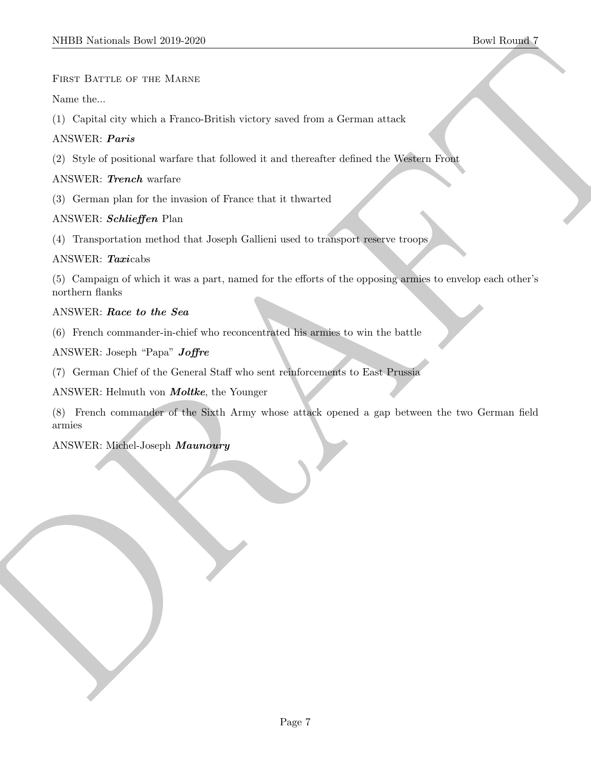First Battle of the Marne

Name the...

(1) Capital city which a Franco-British victory saved from a German attack

ANSWER: ***Paris***

(2) Style of positional warfare that followed it and thereafter defined the Western Front

ANSWER: ***Trench*** warfare

(3) German plan for the invasion of France that it thwarted

ANSWER: ***Schlieffen*** Plan

(4) Transportation method that Joseph Gallieni used to transport reserve troops

ANSWER: ***Taxi***cabs

(5) Campaign of which it was a part, named for the efforts of the opposing armies to envelop each other's northern flanks

ANSWER: ***Race to the Sea***

(6) French commander-in-chief who reconcentrated his armies to win the battle

ANSWER: Joseph "Papa" ***Joffre***

(7) German Chief of the General Staff who sent reinforcements to East Prussia

ANSWER: Helmuth von ***Moltke***, the Younger

(8) French commander of the Sixth Army whose attack opened a gap between the two German field armies

ANSWER: Michel-Joseph ***Maunoury***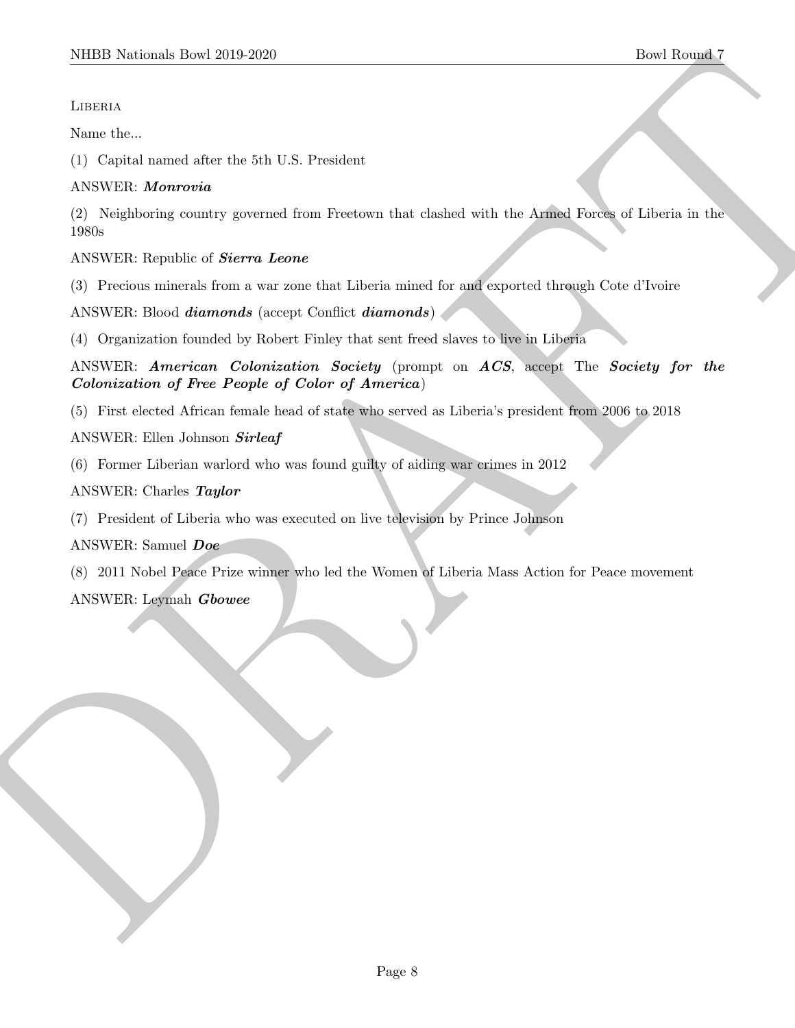Liberia

Name the...

(1) Capital named after the 5th U.S. President

ANSWER: ***Monrovia***

(2) Neighboring country governed from Freetown that clashed with the Armed Forces of Liberia in the 1980s

ANSWER: Republic of ***Sierra Leone***

(3) Precious minerals from a war zone that Liberia mined for and exported through Cote d'Ivoire

ANSWER: Blood ***diamonds*** (accept Conflict ***diamonds***)

(4) Organization founded by Robert Finley that sent freed slaves to live in Liberia

ANSWER: ***American Colonization Society*** (prompt on ***ACS***, accept The ***Society for the Colonization of Free People of Color of America***)

(5) First elected African female head of state who served as Liberia's president from 2006 to 2018

ANSWER: Ellen Johnson ***Sirleaf***

(6) Former Liberian warlord who was found guilty of aiding war crimes in 2012

ANSWER: Charles ***Taylor***

(7) President of Liberia who was executed on live television by Prince Johnson

ANSWER: Samuel ***Doe***

(8) 2011 Nobel Peace Prize winner who led the Women of Liberia Mass Action for Peace movement

ANSWER: Leymah ***Gbowee***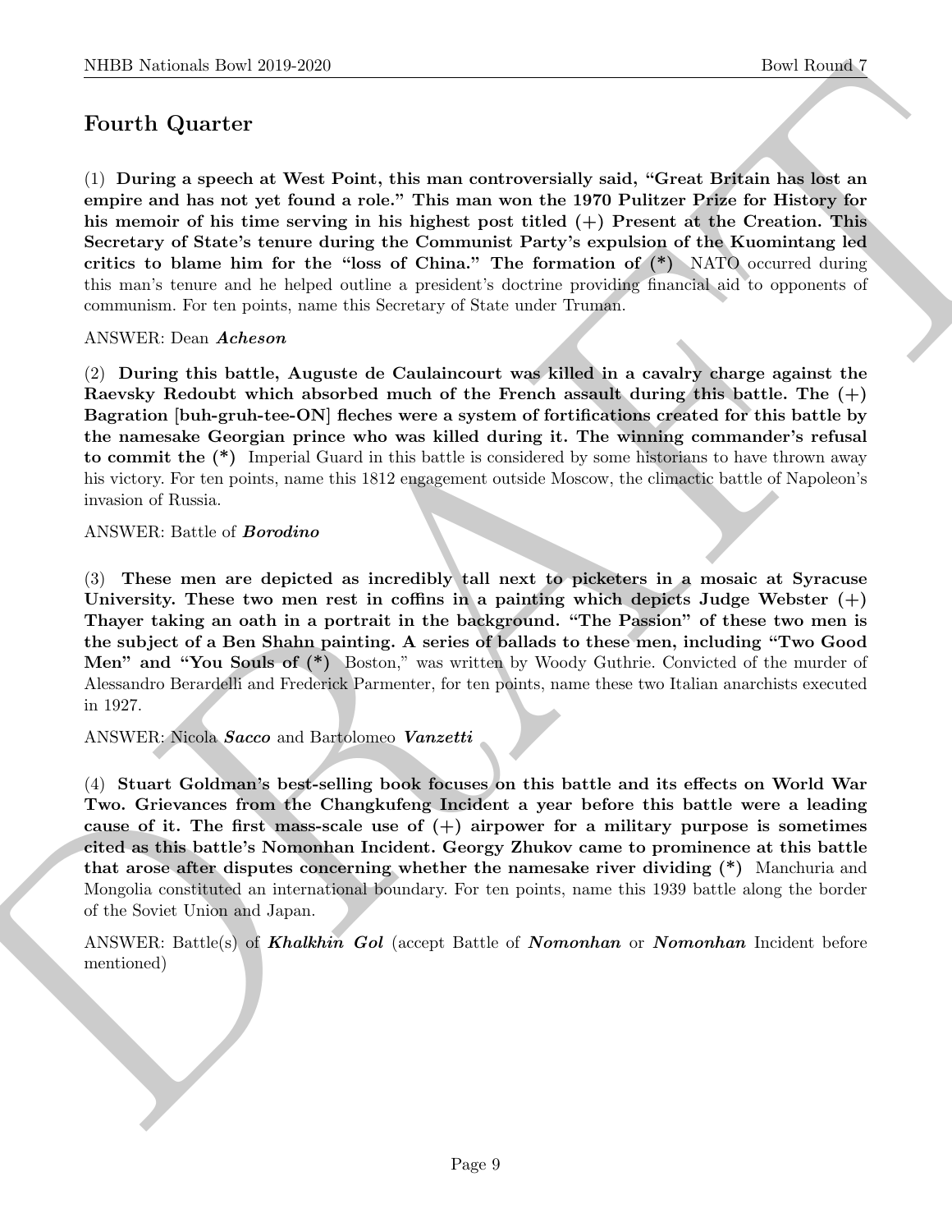## Fourth Quarter

(1) **During a speech at West Point, this man controversially said, "Great Britain has lost an empire and has not yet found a role." This man won the 1970 Pulitzer Prize for History for his memoir of his time serving in his highest post titled (+) Present at the Creation. This Secretary of State's tenure during the Communist Party's expulsion of the Kuomintang led critics to blame him for the "loss of China." The formation of (*)** NATO occurred during this man's tenure and he helped outline a president's doctrine providing financial aid to opponents of communism. For ten points, name this Secretary of State under Truman.

ANSWER: Dean ***Acheson***

(2) **During this battle, Auguste de Caulaincourt was killed in a cavalry charge against the Raevsky Redoubt which absorbed much of the French assault during this battle. The (+) Bagration [buh-gruh-tee-ON] fleches were a system of fortifications created for this battle by the namesake Georgian prince who was killed during it. The winning commander's refusal to commit the (*)** Imperial Guard in this battle is considered by some historians to have thrown away his victory. For ten points, name this 1812 engagement outside Moscow, the climactic battle of Napoleon's invasion of Russia.

ANSWER: Battle of ***Borodino***

(3) **These men are depicted as incredibly tall next to picketers in a mosaic at Syracuse University. These two men rest in coffins in a painting which depicts Judge Webster (+) Thayer taking an oath in a portrait in the background. "The Passion" of these two men is the subject of a Ben Shahn painting. A series of ballads to these men, including "Two Good Men" and "You Souls of (*)** Boston," was written by Woody Guthrie. Convicted of the murder of Alessandro Berardelli and Frederick Parmenter, for ten points, name these two Italian anarchists executed in 1927.

ANSWER: Nicola ***Sacco*** and Bartolomeo ***Vanzetti***

(4) **Stuart Goldman's best-selling book focuses on this battle and its effects on World War Two. Grievances from the Changkufeng Incident a year before this battle were a leading cause of it. The first mass-scale use of (+) airpower for a military purpose is sometimes cited as this battle's Nomonhan Incident. Georgy Zhukov came to prominence at this battle that arose after disputes concerning whether the namesake river dividing (*)** Manchuria and Mongolia constituted an international boundary. For ten points, name this 1939 battle along the border of the Soviet Union and Japan.

ANSWER: Battle(s) of ***Khalkhin Gol*** (accept Battle of ***Nomonhan*** or ***Nomonhan*** Incident before mentioned)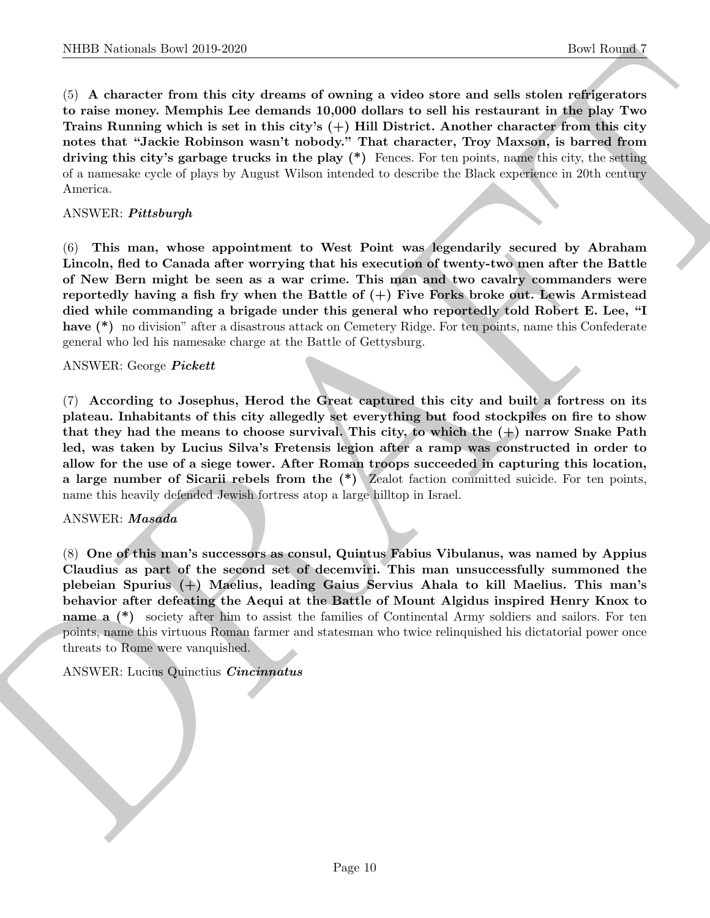(5) **A character from this city dreams of owning a video store and sells stolen refrigerators to raise money. Memphis Lee demands 10,000 dollars to sell his restaurant in the play Two Trains Running which is set in this city's (+) Hill District. Another character from this city notes that "Jackie Robinson wasn't nobody." That character, Troy Maxson, is barred from driving this city's garbage trucks in the play (*)** Fences. For ten points, name this city, the setting of a namesake cycle of plays by August Wilson intended to describe the Black experience in 20th century America.

ANSWER: ***Pittsburgh***

(6) **This man, whose appointment to West Point was legendarily secured by Abraham Lincoln, fled to Canada after worrying that his execution of twenty-two men after the Battle of New Bern might be seen as a war crime. This man and two cavalry commanders were reportedly having a fish fry when the Battle of (+) Five Forks broke out. Lewis Armistead died while commanding a brigade under this general who reportedly told Robert E. Lee, "I have (*)** no division" after a disastrous attack on Cemetery Ridge. For ten points, name this Confederate general who led his namesake charge at the Battle of Gettysburg.

ANSWER: George ***Pickett***

(7) **According to Josephus, Herod the Great captured this city and built a fortress on its plateau. Inhabitants of this city allegedly set everything but food stockpiles on fire to show that they had the means to choose survival. This city, to which the (+) narrow Snake Path led, was taken by Lucius Silva's Fretensis legion after a ramp was constructed in order to allow for the use of a siege tower. After Roman troops succeeded in capturing this location, a large number of Sicarii rebels from the (*)** Zealot faction committed suicide. For ten points, name this heavily defended Jewish fortress atop a large hilltop in Israel.

ANSWER: ***Masada***

(8) **One of this man's successors as consul, Quintus Fabius Vibulanus, was named by Appius Claudius as part of the second set of decemviri. This man unsuccessfully summoned the plebeian Spurius (+) Maelius, leading Gaius Servius Ahala to kill Maelius. This man's behavior after defeating the Aequi at the Battle of Mount Algidus inspired Henry Knox to name a (*)** society after him to assist the families of Continental Army soldiers and sailors. For ten points, name this virtuous Roman farmer and statesman who twice relinquished his dictatorial power once threats to Rome were vanquished.

ANSWER: Lucius Quinctius ***Cincinnatus***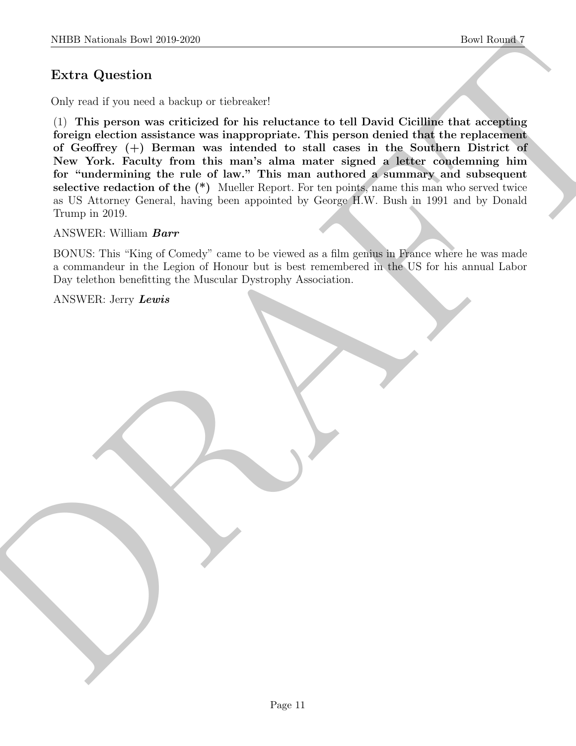## Extra Question

Only read if you need a backup or tiebreaker!

(1) **This person was criticized for his reluctance to tell David Cicilline that accepting foreign election assistance was inappropriate. This person denied that the replacement of Geoffrey (+) Berman was intended to stall cases in the Southern District of New York. Faculty from this man's alma mater signed a letter condemning him for "undermining the rule of law." This man authored a summary and subsequent selective redaction of the (\*)** Mueller Report. For ten points, name this man who served twice as US Attorney General, having been appointed by George H.W. Bush in 1991 and by Donald Trump in 2019.

ANSWER: William ***Barr***

BONUS: This "King of Comedy" came to be viewed as a film genius in France where he was made a commandeur in the Legion of Honour but is best remembered in the US for his annual Labor Day telethon benefitting the Muscular Dystrophy Association.

ANSWER: Jerry ***Lewis***